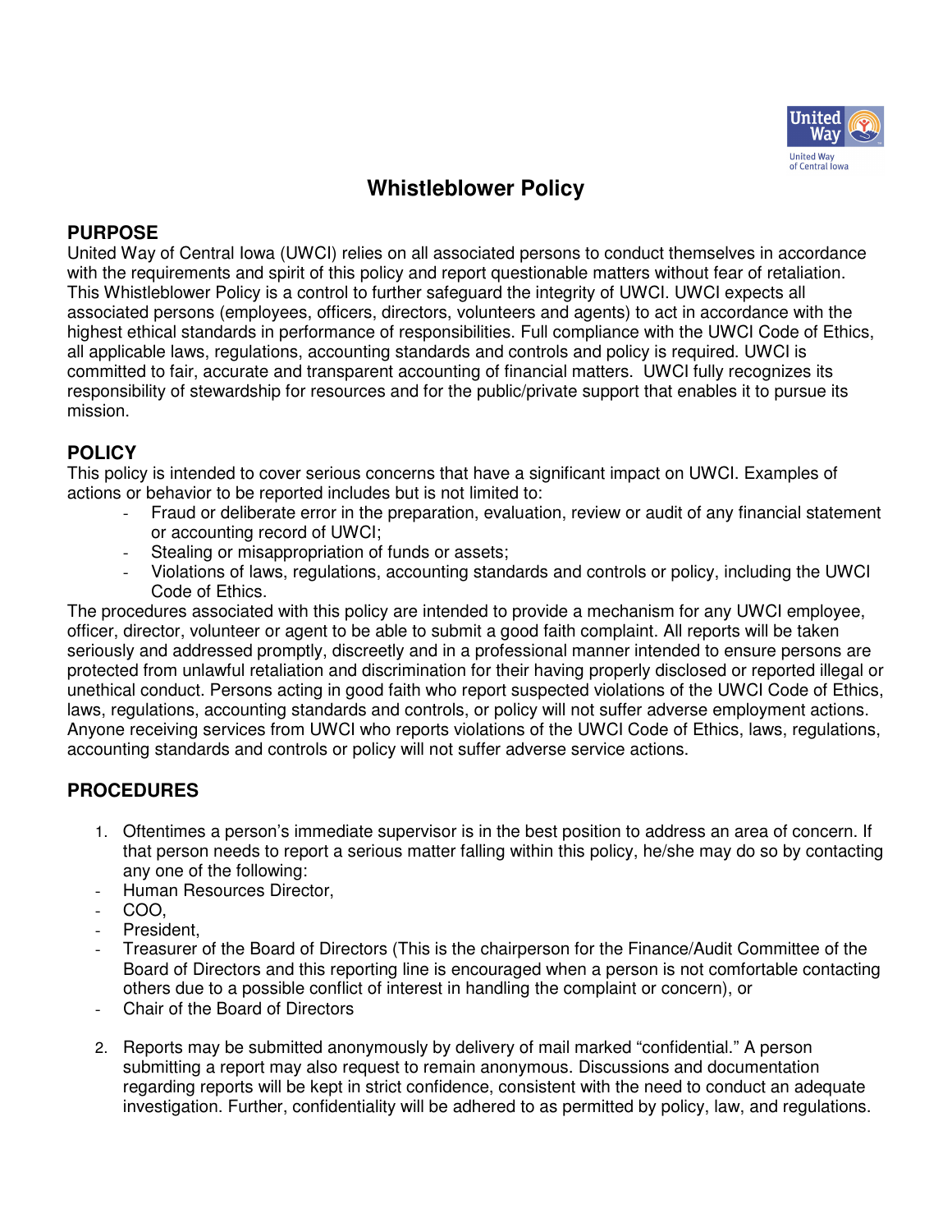# Whistleblower Policy

## PURPOSE

United Way of Central Iowa (UWCI) relies on all associated persons to conduct themselves in accordance with the requirements and spirit of this policy and report questionable matters without fear of retaliation. This Whistleblower Policy is a control to further safeguard the integrity of UWCI. UWCI expects all associated persons (employees, officers, directors, volunteers and agents) to act in accordance with the highest ethical standards in performance of responsibilities. Full compliance with the UWCI Code of Ethics, all applicable laws, regulations, accounting standards and controls and policy is required. UWCI is committed to fair, accurate and transparent accounting of financial matters. UWCI fully recognizes its responsibility of stewardship for resources and for the public/private support that enables it to pursue its mission.

## POLICY

This policy is intended to cover serious concerns that have a significant impact on UWCI. Examples of actions or behavior to be reported includes but is not limited to:

- Fraud or deliberate error in the preparation, evaluation, review or audit of any financial statement or accounting record of UWCI;
- Stealing or misappropriation of funds or assets;
- Violations of laws, regulations, accounting standards and controls or policy, including the UWCI Code of Ethics.

The procedures associated with this policy are intended to provide a mechanism for any UWCI employee, officer, director, volunteer or agent to be able to submit a good faith complaint. All reports will be taken seriously and addressed promptly, discreetly and in a professional manner intended to ensure persons are protected from unlawful retaliation and discrimination for their having properly disclosed or reported illegal or unethical conduct. Persons acting in good faith who report suspected violations of the UWCI Code of Ethics, laws, regulations, accounting standards and controls, or policy will not suffer adverse employment actions. Anyone receiving services from UWCI who reports violations of the UWCI Code of Ethics, laws, regulations, accounting standards and controls or policy will not suffer adverse service actions.

## PROCEDURES

1. Oftentimes a person's immediate supervisor is in the best position to address an area of concern. If that person needs to report a serious matter falling within this policy, he/she may do so by contacting any one of the following:

- Human Resources Director,
- COO,
- President,
- Treasurer of the Board of Directors (This is the chairperson for the Finance/Audit Committee of the Board of Directors and this reporting line is encouraged when a person is not comfortable contacting others due to a possible conflict of interest in handling the complaint or concern), or
- Chair of the Board of Directors

2. Reports may be submitted anonymously by delivery of mail marked "confidential." A person submitting a report may also request to remain anonymous. Discussions and documentation regarding reports will be kept in strict confidence, consistent with the need to conduct an adequate investigation. Further, confidentiality will be adhered to as permitted by policy, law, and regulations.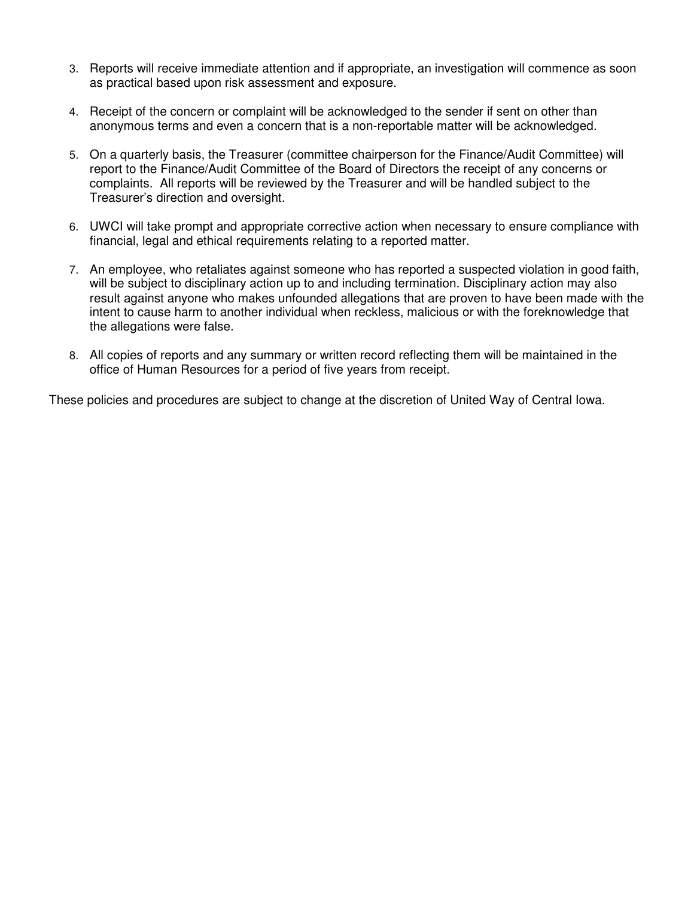3. Reports will receive immediate attention and if appropriate, an investigation will commence as soon as practical based upon risk assessment and exposure.

4. Receipt of the concern or complaint will be acknowledged to the sender if sent on other than anonymous terms and even a concern that is a non-reportable matter will be acknowledged.

5. On a quarterly basis, the Treasurer (committee chairperson for the Finance/Audit Committee) will report to the Finance/Audit Committee of the Board of Directors the receipt of any concerns or complaints. All reports will be reviewed by the Treasurer and will be handled subject to the Treasurer's direction and oversight.

6. UWCI will take prompt and appropriate corrective action when necessary to ensure compliance with financial, legal and ethical requirements relating to a reported matter.

7. An employee, who retaliates against someone who has reported a suspected violation in good faith, will be subject to disciplinary action up to and including termination. Disciplinary action may also result against anyone who makes unfounded allegations that are proven to have been made with the intent to cause harm to another individual when reckless, malicious or with the foreknowledge that the allegations were false.

8. All copies of reports and any summary or written record reflecting them will be maintained in the office of Human Resources for a period of five years from receipt.

These policies and procedures are subject to change at the discretion of United Way of Central Iowa.